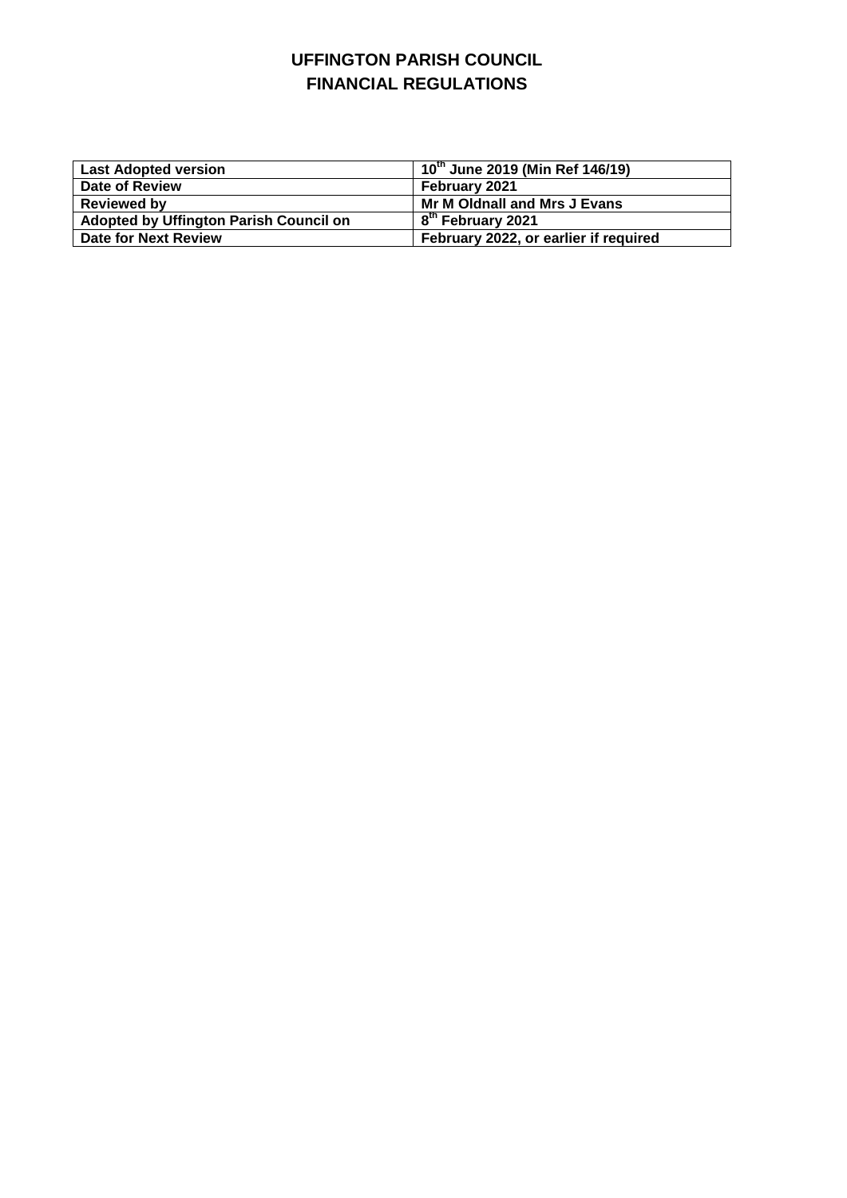# UFFINGTON PARISH COUNCIL
# FINANCIAL REGULATIONS

| **Last Adopted version** | **10th June 2019 (Min Ref 146/19)** |
|---|---|
| **Date of Review** | **February 2021** |
| **Reviewed by** | **Mr M Oldnall and Mrs J Evans** |
| **Adopted by Uffington Parish Council on** | **8th February 2021** |
| **Date for Next Review** | **February 2022, or earlier if required** |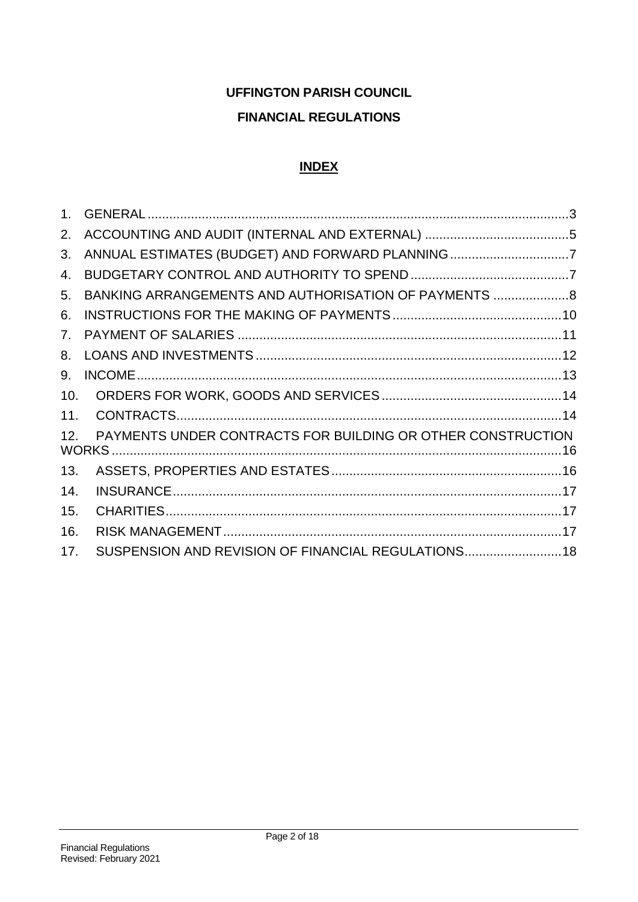**UFFINGTON PARISH COUNCIL**

**FINANCIAL REGULATIONS**

## INDEX

1. GENERAL ....................................................................................................3
2. ACCOUNTING AND AUDIT (INTERNAL AND EXTERNAL) ........................................5
3. ANNUAL ESTIMATES (BUDGET) AND FORWARD PLANNING .................................7
4. BUDGETARY CONTROL AND AUTHORITY TO SPEND ............................................7
5. BANKING ARRANGEMENTS AND AUTHORISATION OF PAYMENTS .....................8
6. INSTRUCTIONS FOR THE MAKING OF PAYMENTS ...............................................10
7. PAYMENT OF SALARIES .........................................................................................11
8. LOANS AND INVESTMENTS ....................................................................................12
9. INCOME ....................................................................................................................13
10. ORDERS FOR WORK, GOODS AND SERVICES ..................................................14
11. CONTRACTS ..........................................................................................................14
12. PAYMENTS UNDER CONTRACTS FOR BUILDING OR OTHER CONSTRUCTION WORKS ............................................................................................................16
13. ASSETS, PROPERTIES AND ESTATES ................................................................16
14. INSURANCE ...........................................................................................................17
15. CHARITIES .............................................................................................................17
16. RISK MANAGEMENT .............................................................................................17
17. SUSPENSION AND REVISION OF FINANCIAL REGULATIONS ...........................18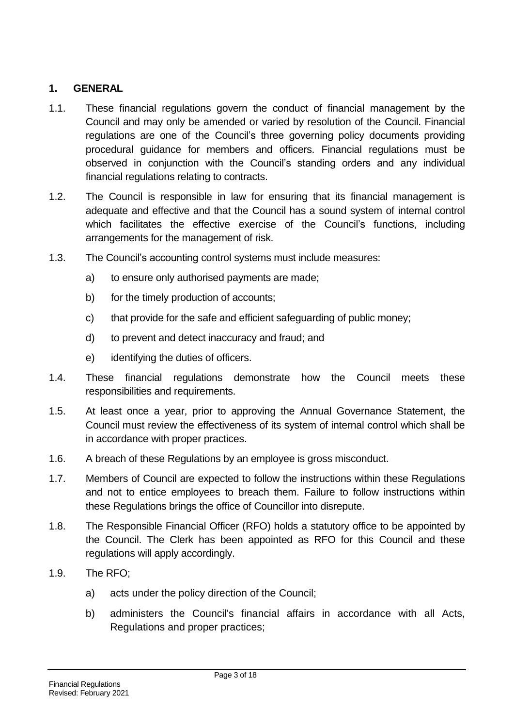## 1. GENERAL

1.1. These financial regulations govern the conduct of financial management by the Council and may only be amended or varied by resolution of the Council. Financial regulations are one of the Council's three governing policy documents providing procedural guidance for members and officers. Financial regulations must be observed in conjunction with the Council's standing orders and any individual financial regulations relating to contracts.

1.2. The Council is responsible in law for ensuring that its financial management is adequate and effective and that the Council has a sound system of internal control which facilitates the effective exercise of the Council's functions, including arrangements for the management of risk.

1.3. The Council's accounting control systems must include measures:

a) to ensure only authorised payments are made;

b) for the timely production of accounts;

c) that provide for the safe and efficient safeguarding of public money;

d) to prevent and detect inaccuracy and fraud; and

e) identifying the duties of officers.

1.4. These financial regulations demonstrate how the Council meets these responsibilities and requirements.

1.5. At least once a year, prior to approving the Annual Governance Statement, the Council must review the effectiveness of its system of internal control which shall be in accordance with proper practices.

1.6. A breach of these Regulations by an employee is gross misconduct.

1.7. Members of Council are expected to follow the instructions within these Regulations and not to entice employees to breach them. Failure to follow instructions within these Regulations brings the office of Councillor into disrepute.

1.8. The Responsible Financial Officer (RFO) holds a statutory office to be appointed by the Council. The Clerk has been appointed as RFO for this Council and these regulations will apply accordingly.

1.9. The RFO;

a) acts under the policy direction of the Council;

b) administers the Council's financial affairs in accordance with all Acts, Regulations and proper practices;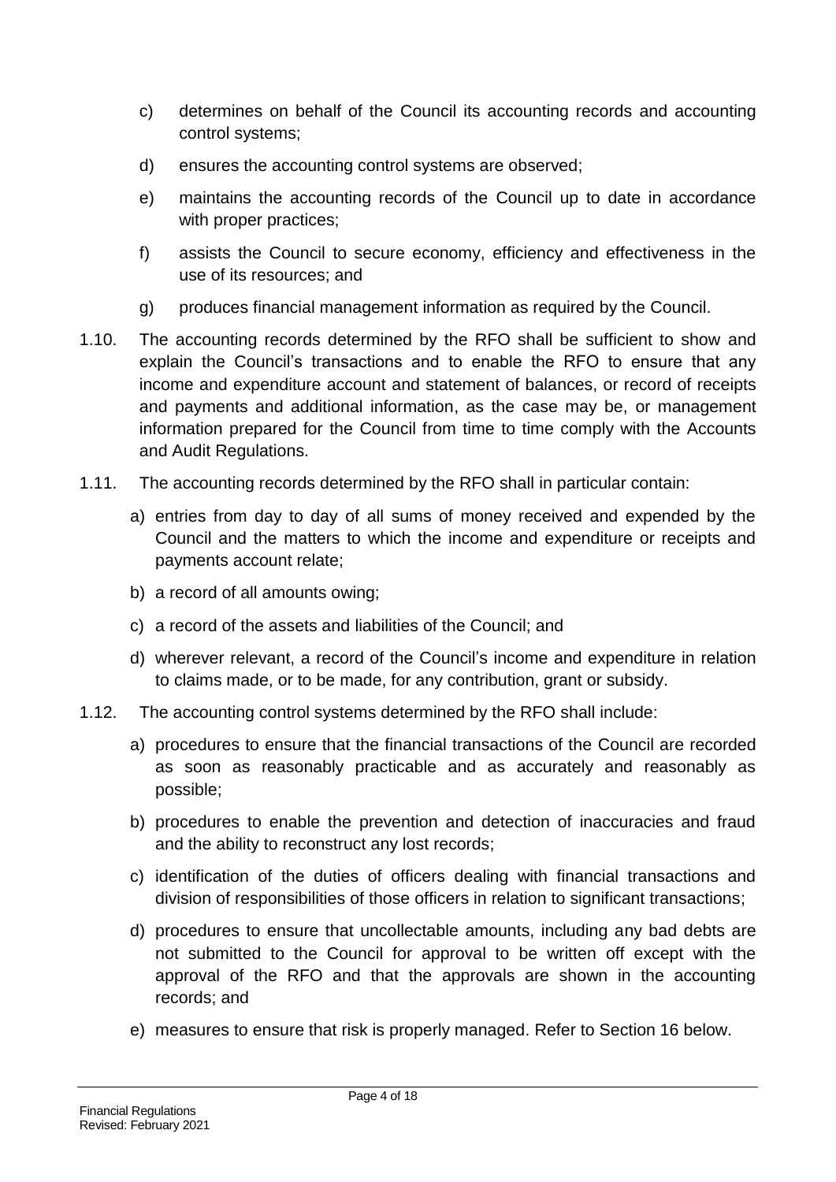c) determines on behalf of the Council its accounting records and accounting control systems;

d) ensures the accounting control systems are observed;

e) maintains the accounting records of the Council up to date in accordance with proper practices;

f) assists the Council to secure economy, efficiency and effectiveness in the use of its resources; and

g) produces financial management information as required by the Council.

1.10. The accounting records determined by the RFO shall be sufficient to show and explain the Council's transactions and to enable the RFO to ensure that any income and expenditure account and statement of balances, or record of receipts and payments and additional information, as the case may be, or management information prepared for the Council from time to time comply with the Accounts and Audit Regulations.

1.11. The accounting records determined by the RFO shall in particular contain:

a) entries from day to day of all sums of money received and expended by the Council and the matters to which the income and expenditure or receipts and payments account relate;

b) a record of all amounts owing;

c) a record of the assets and liabilities of the Council; and

d) wherever relevant, a record of the Council's income and expenditure in relation to claims made, or to be made, for any contribution, grant or subsidy.

1.12. The accounting control systems determined by the RFO shall include:

a) procedures to ensure that the financial transactions of the Council are recorded as soon as reasonably practicable and as accurately and reasonably as possible;

b) procedures to enable the prevention and detection of inaccuracies and fraud and the ability to reconstruct any lost records;

c) identification of the duties of officers dealing with financial transactions and division of responsibilities of those officers in relation to significant transactions;

d) procedures to ensure that uncollectable amounts, including any bad debts are not submitted to the Council for approval to be written off except with the approval of the RFO and that the approvals are shown in the accounting records; and

e) measures to ensure that risk is properly managed. Refer to Section 16 below.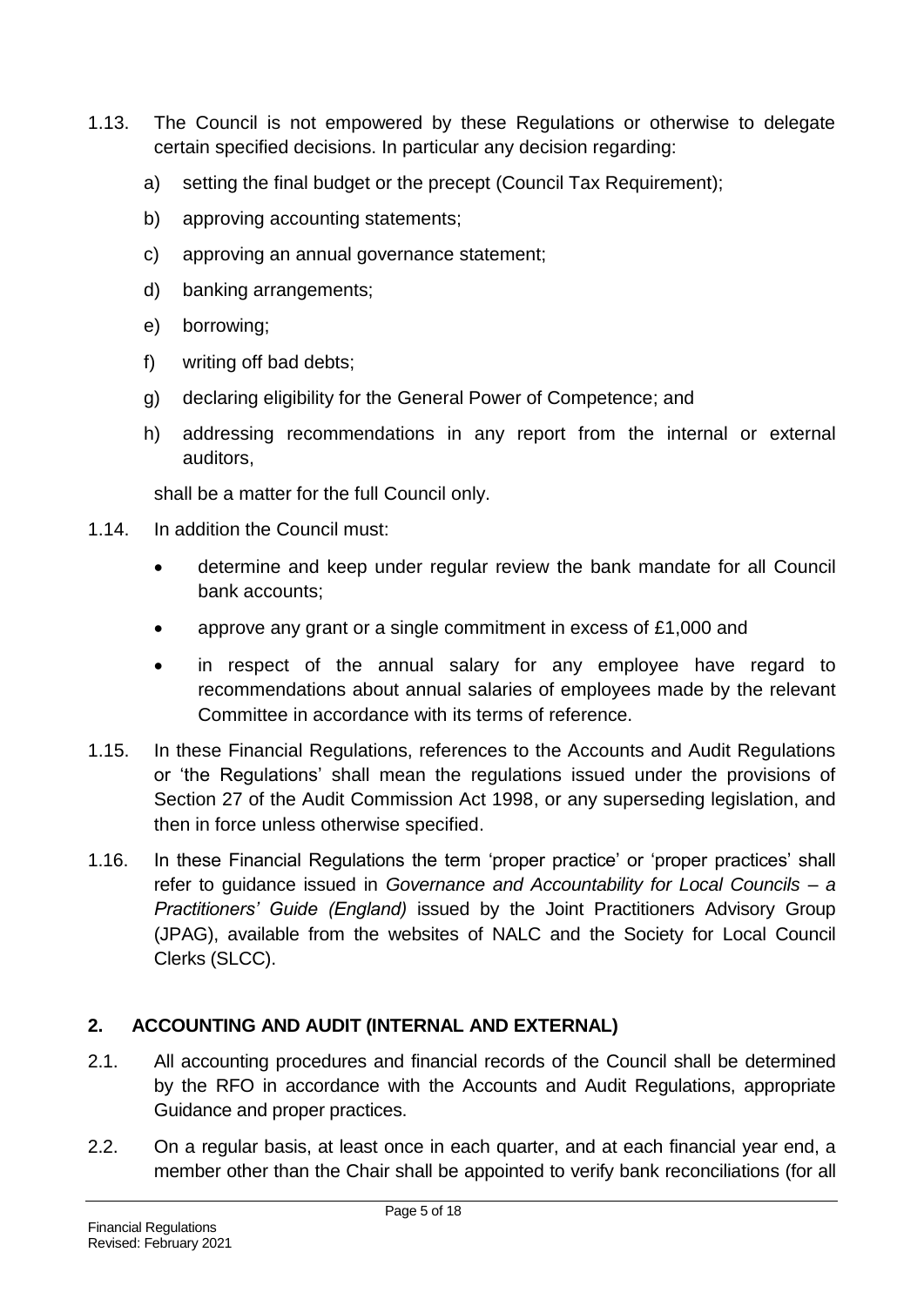1.13. The Council is not empowered by these Regulations or otherwise to delegate certain specified decisions. In particular any decision regarding:

a) setting the final budget or the precept (Council Tax Requirement);

b) approving accounting statements;

c) approving an annual governance statement;

d) banking arrangements;

e) borrowing;

f) writing off bad debts;

g) declaring eligibility for the General Power of Competence; and

h) addressing recommendations in any report from the internal or external auditors,

shall be a matter for the full Council only.

1.14. In addition the Council must:

- determine and keep under regular review the bank mandate for all Council bank accounts;
- approve any grant or a single commitment in excess of £1,000 and
- in respect of the annual salary for any employee have regard to recommendations about annual salaries of employees made by the relevant Committee in accordance with its terms of reference.

1.15. In these Financial Regulations, references to the Accounts and Audit Regulations or 'the Regulations' shall mean the regulations issued under the provisions of Section 27 of the Audit Commission Act 1998, or any superseding legislation, and then in force unless otherwise specified.

1.16. In these Financial Regulations the term 'proper practice' or 'proper practices' shall refer to guidance issued in *Governance and Accountability for Local Councils – a Practitioners' Guide (England)* issued by the Joint Practitioners Advisory Group (JPAG), available from the websites of NALC and the Society for Local Council Clerks (SLCC).

## 2. ACCOUNTING AND AUDIT (INTERNAL AND EXTERNAL)

2.1. All accounting procedures and financial records of the Council shall be determined by the RFO in accordance with the Accounts and Audit Regulations, appropriate Guidance and proper practices.

2.2. On a regular basis, at least once in each quarter, and at each financial year end, a member other than the Chair shall be appointed to verify bank reconciliations (for all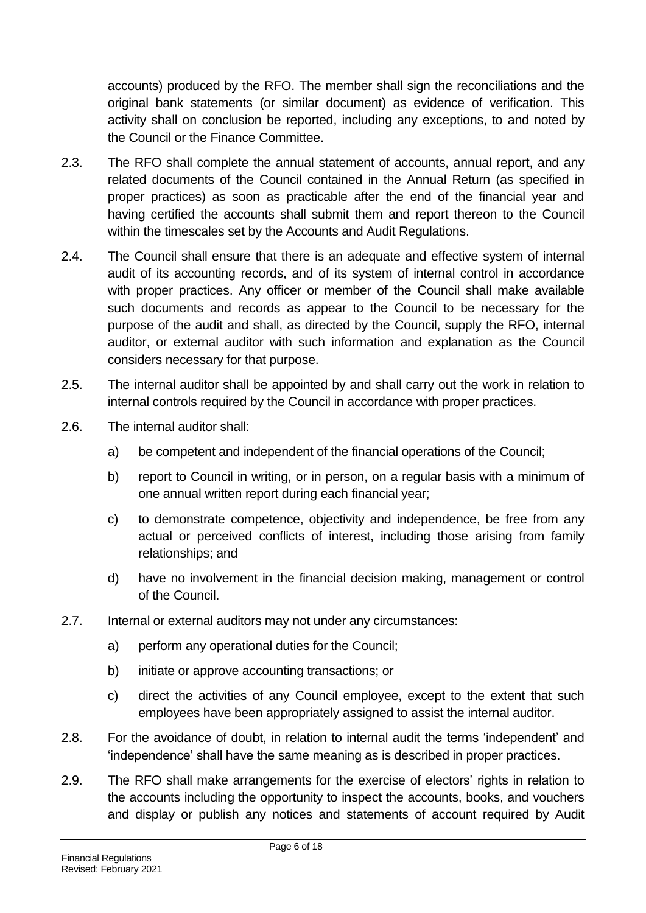accounts) produced by the RFO. The member shall sign the reconciliations and the original bank statements (or similar document) as evidence of verification. This activity shall on conclusion be reported, including any exceptions, to and noted by the Council or the Finance Committee.

2.3. The RFO shall complete the annual statement of accounts, annual report, and any related documents of the Council contained in the Annual Return (as specified in proper practices) as soon as practicable after the end of the financial year and having certified the accounts shall submit them and report thereon to the Council within the timescales set by the Accounts and Audit Regulations.

2.4. The Council shall ensure that there is an adequate and effective system of internal audit of its accounting records, and of its system of internal control in accordance with proper practices. Any officer or member of the Council shall make available such documents and records as appear to the Council to be necessary for the purpose of the audit and shall, as directed by the Council, supply the RFO, internal auditor, or external auditor with such information and explanation as the Council considers necessary for that purpose.

2.5. The internal auditor shall be appointed by and shall carry out the work in relation to internal controls required by the Council in accordance with proper practices.

2.6. The internal auditor shall:

- a) be competent and independent of the financial operations of the Council;
- b) report to Council in writing, or in person, on a regular basis with a minimum of one annual written report during each financial year;
- c) to demonstrate competence, objectivity and independence, be free from any actual or perceived conflicts of interest, including those arising from family relationships; and
- d) have no involvement in the financial decision making, management or control of the Council.

2.7. Internal or external auditors may not under any circumstances:

- a) perform any operational duties for the Council;
- b) initiate or approve accounting transactions; or
- c) direct the activities of any Council employee, except to the extent that such employees have been appropriately assigned to assist the internal auditor.

2.8. For the avoidance of doubt, in relation to internal audit the terms 'independent' and 'independence' shall have the same meaning as is described in proper practices.

2.9. The RFO shall make arrangements for the exercise of electors' rights in relation to the accounts including the opportunity to inspect the accounts, books, and vouchers and display or publish any notices and statements of account required by Audit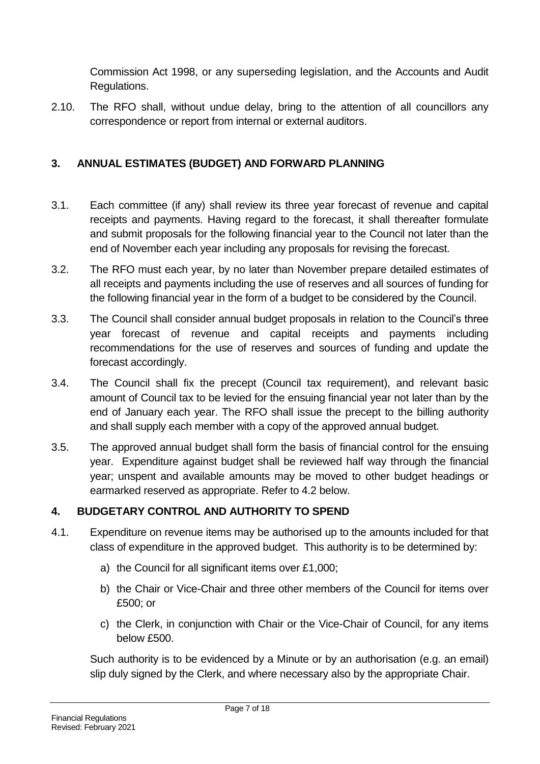Commission Act 1998, or any superseding legislation, and the Accounts and Audit Regulations.

2.10. The RFO shall, without undue delay, bring to the attention of all councillors any correspondence or report from internal or external auditors.

## 3. ANNUAL ESTIMATES (BUDGET) AND FORWARD PLANNING

3.1. Each committee (if any) shall review its three year forecast of revenue and capital receipts and payments. Having regard to the forecast, it shall thereafter formulate and submit proposals for the following financial year to the Council not later than the end of November each year including any proposals for revising the forecast.

3.2. The RFO must each year, by no later than November prepare detailed estimates of all receipts and payments including the use of reserves and all sources of funding for the following financial year in the form of a budget to be considered by the Council.

3.3. The Council shall consider annual budget proposals in relation to the Council's three year forecast of revenue and capital receipts and payments including recommendations for the use of reserves and sources of funding and update the forecast accordingly.

3.4. The Council shall fix the precept (Council tax requirement), and relevant basic amount of Council tax to be levied for the ensuing financial year not later than by the end of January each year. The RFO shall issue the precept to the billing authority and shall supply each member with a copy of the approved annual budget.

3.5. The approved annual budget shall form the basis of financial control for the ensuing year. Expenditure against budget shall be reviewed half way through the financial year; unspent and available amounts may be moved to other budget headings or earmarked reserved as appropriate. Refer to 4.2 below.

## 4. BUDGETARY CONTROL AND AUTHORITY TO SPEND

4.1. Expenditure on revenue items may be authorised up to the amounts included for that class of expenditure in the approved budget. This authority is to be determined by:

a) the Council for all significant items over £1,000;

b) the Chair or Vice-Chair and three other members of the Council for items over £500; or

c) the Clerk, in conjunction with Chair or the Vice-Chair of Council, for any items below £500.

Such authority is to be evidenced by a Minute or by an authorisation (e.g. an email) slip duly signed by the Clerk, and where necessary also by the appropriate Chair.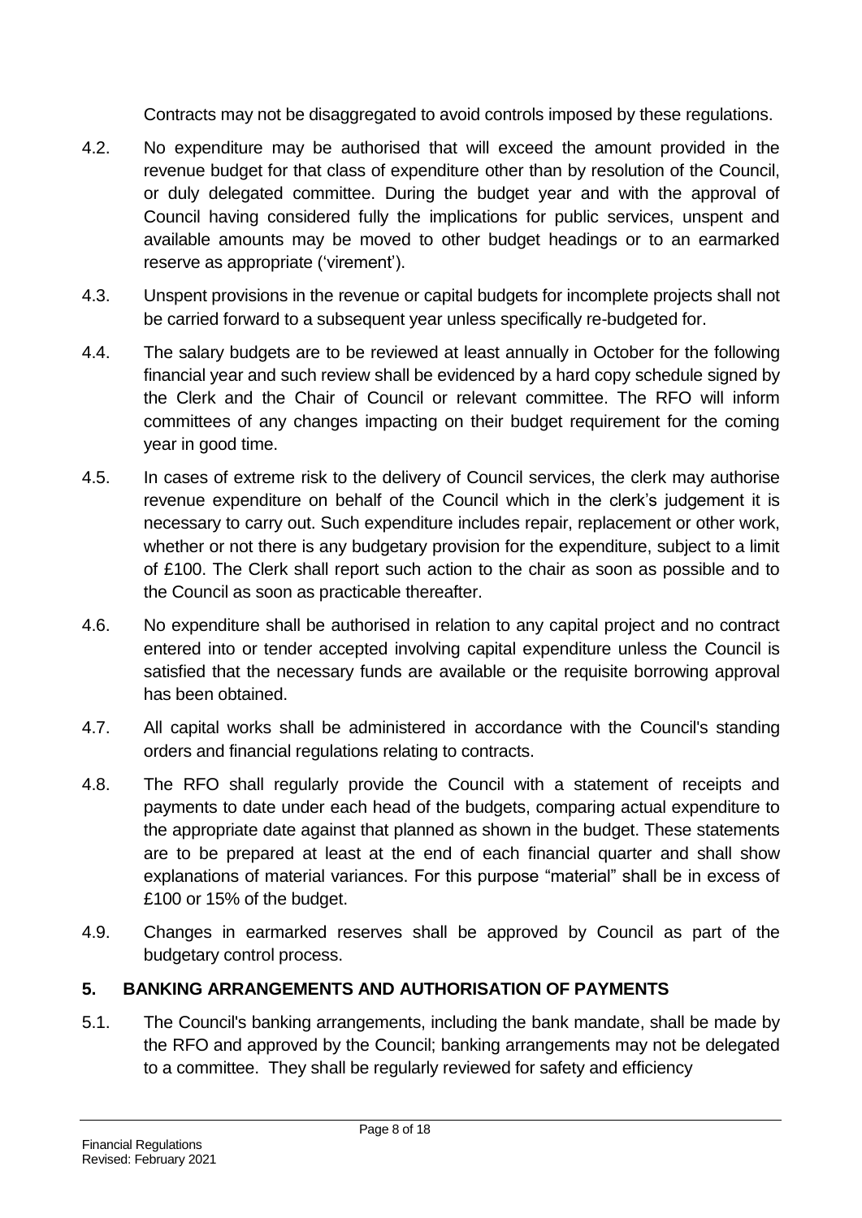Contracts may not be disaggregated to avoid controls imposed by these regulations.

4.2. No expenditure may be authorised that will exceed the amount provided in the revenue budget for that class of expenditure other than by resolution of the Council, or duly delegated committee. During the budget year and with the approval of Council having considered fully the implications for public services, unspent and available amounts may be moved to other budget headings or to an earmarked reserve as appropriate ('virement').

4.3. Unspent provisions in the revenue or capital budgets for incomplete projects shall not be carried forward to a subsequent year unless specifically re-budgeted for.

4.4. The salary budgets are to be reviewed at least annually in October for the following financial year and such review shall be evidenced by a hard copy schedule signed by the Clerk and the Chair of Council or relevant committee. The RFO will inform committees of any changes impacting on their budget requirement for the coming year in good time.

4.5. In cases of extreme risk to the delivery of Council services, the clerk may authorise revenue expenditure on behalf of the Council which in the clerk's judgement it is necessary to carry out. Such expenditure includes repair, replacement or other work, whether or not there is any budgetary provision for the expenditure, subject to a limit of £100. The Clerk shall report such action to the chair as soon as possible and to the Council as soon as practicable thereafter.

4.6. No expenditure shall be authorised in relation to any capital project and no contract entered into or tender accepted involving capital expenditure unless the Council is satisfied that the necessary funds are available or the requisite borrowing approval has been obtained.

4.7. All capital works shall be administered in accordance with the Council's standing orders and financial regulations relating to contracts.

4.8. The RFO shall regularly provide the Council with a statement of receipts and payments to date under each head of the budgets, comparing actual expenditure to the appropriate date against that planned as shown in the budget. These statements are to be prepared at least at the end of each financial quarter and shall show explanations of material variances. For this purpose "material" shall be in excess of £100 or 15% of the budget.

4.9. Changes in earmarked reserves shall be approved by Council as part of the budgetary control process.

## 5. BANKING ARRANGEMENTS AND AUTHORISATION OF PAYMENTS

5.1. The Council's banking arrangements, including the bank mandate, shall be made by the RFO and approved by the Council; banking arrangements may not be delegated to a committee. They shall be regularly reviewed for safety and efficiency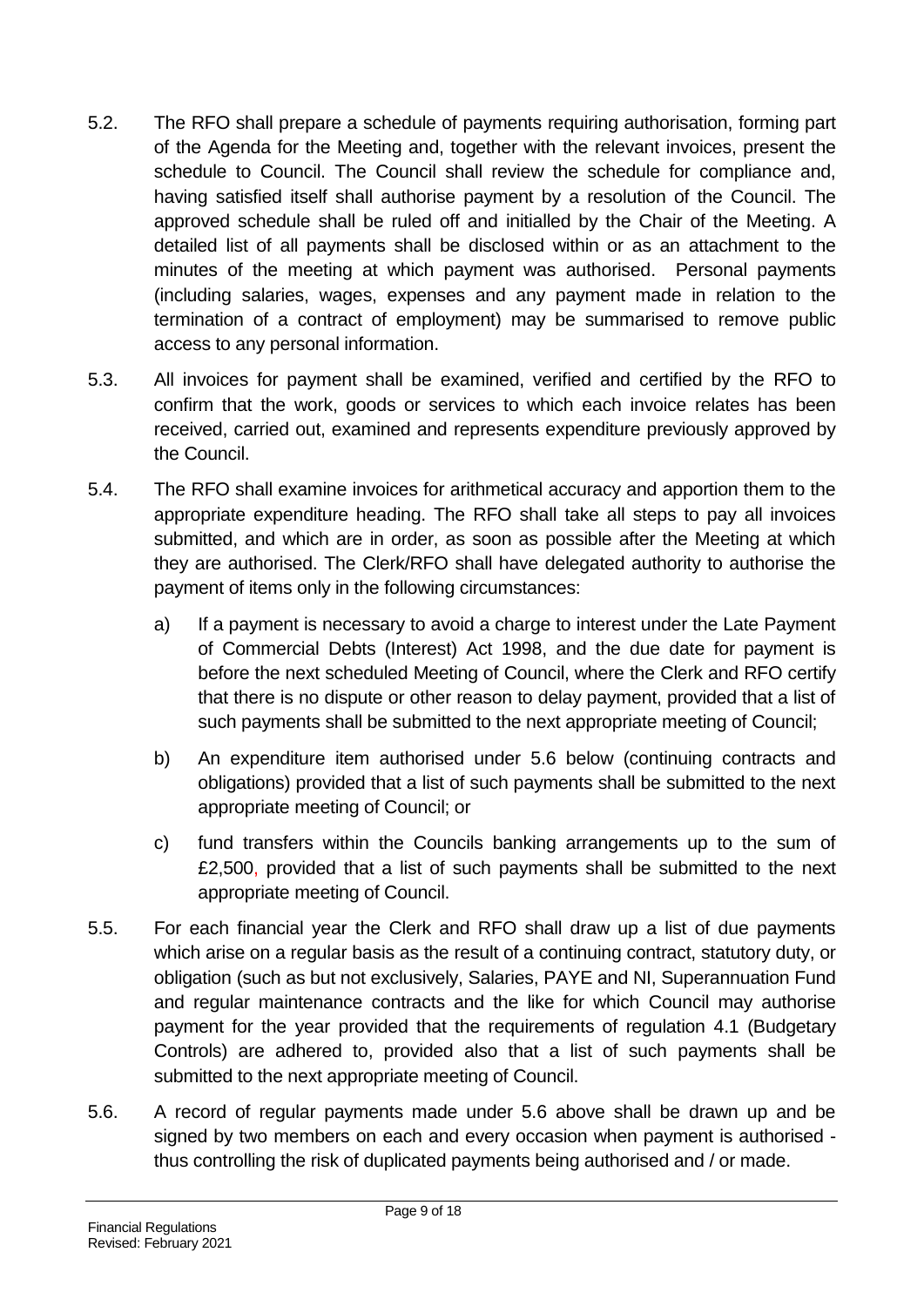5.2. The RFO shall prepare a schedule of payments requiring authorisation, forming part of the Agenda for the Meeting and, together with the relevant invoices, present the schedule to Council. The Council shall review the schedule for compliance and, having satisfied itself shall authorise payment by a resolution of the Council. The approved schedule shall be ruled off and initialled by the Chair of the Meeting. A detailed list of all payments shall be disclosed within or as an attachment to the minutes of the meeting at which payment was authorised. Personal payments (including salaries, wages, expenses and any payment made in relation to the termination of a contract of employment) may be summarised to remove public access to any personal information.

5.3. All invoices for payment shall be examined, verified and certified by the RFO to confirm that the work, goods or services to which each invoice relates has been received, carried out, examined and represents expenditure previously approved by the Council.

5.4. The RFO shall examine invoices for arithmetical accuracy and apportion them to the appropriate expenditure heading. The RFO shall take all steps to pay all invoices submitted, and which are in order, as soon as possible after the Meeting at which they are authorised. The Clerk/RFO shall have delegated authority to authorise the payment of items only in the following circumstances:

   a) If a payment is necessary to avoid a charge to interest under the Late Payment of Commercial Debts (Interest) Act 1998, and the due date for payment is before the next scheduled Meeting of Council, where the Clerk and RFO certify that there is no dispute or other reason to delay payment, provided that a list of such payments shall be submitted to the next appropriate meeting of Council;

   b) An expenditure item authorised under 5.6 below (continuing contracts and obligations) provided that a list of such payments shall be submitted to the next appropriate meeting of Council; or

   c) fund transfers within the Councils banking arrangements up to the sum of £2,500, provided that a list of such payments shall be submitted to the next appropriate meeting of Council.

5.5. For each financial year the Clerk and RFO shall draw up a list of due payments which arise on a regular basis as the result of a continuing contract, statutory duty, or obligation (such as but not exclusively, Salaries, PAYE and NI, Superannuation Fund and regular maintenance contracts and the like for which Council may authorise payment for the year provided that the requirements of regulation 4.1 (Budgetary Controls) are adhered to, provided also that a list of such payments shall be submitted to the next appropriate meeting of Council.

5.6. A record of regular payments made under 5.6 above shall be drawn up and be signed by two members on each and every occasion when payment is authorised - thus controlling the risk of duplicated payments being authorised and / or made.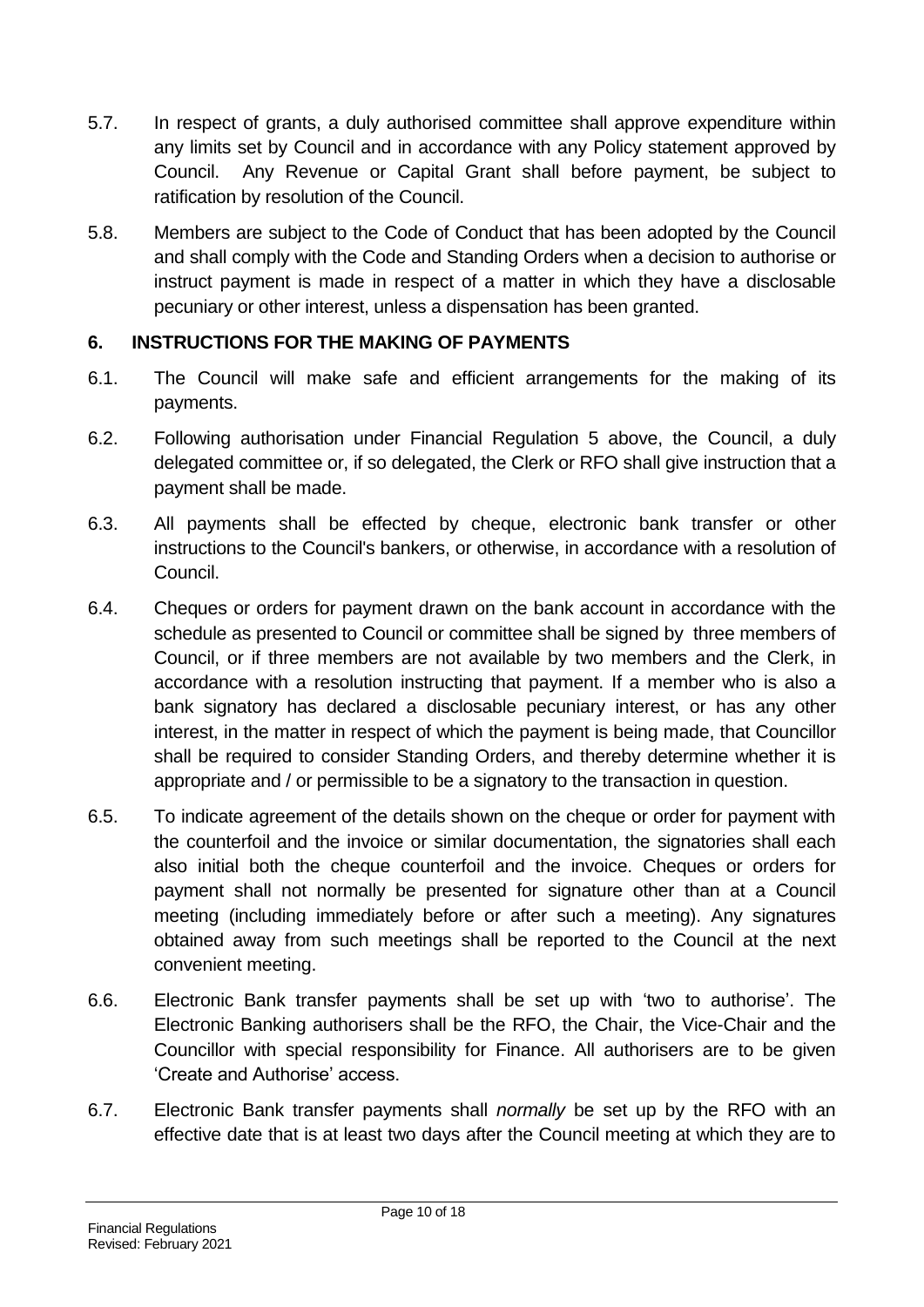5.7. In respect of grants, a duly authorised committee shall approve expenditure within any limits set by Council and in accordance with any Policy statement approved by Council. Any Revenue or Capital Grant shall before payment, be subject to ratification by resolution of the Council.

5.8. Members are subject to the Code of Conduct that has been adopted by the Council and shall comply with the Code and Standing Orders when a decision to authorise or instruct payment is made in respect of a matter in which they have a disclosable pecuniary or other interest, unless a dispensation has been granted.

## 6. INSTRUCTIONS FOR THE MAKING OF PAYMENTS

6.1. The Council will make safe and efficient arrangements for the making of its payments.

6.2. Following authorisation under Financial Regulation 5 above, the Council, a duly delegated committee or, if so delegated, the Clerk or RFO shall give instruction that a payment shall be made.

6.3. All payments shall be effected by cheque, electronic bank transfer or other instructions to the Council's bankers, or otherwise, in accordance with a resolution of Council.

6.4. Cheques or orders for payment drawn on the bank account in accordance with the schedule as presented to Council or committee shall be signed by three members of Council, or if three members are not available by two members and the Clerk, in accordance with a resolution instructing that payment. If a member who is also a bank signatory has declared a disclosable pecuniary interest, or has any other interest, in the matter in respect of which the payment is being made, that Councillor shall be required to consider Standing Orders, and thereby determine whether it is appropriate and / or permissible to be a signatory to the transaction in question.

6.5. To indicate agreement of the details shown on the cheque or order for payment with the counterfoil and the invoice or similar documentation, the signatories shall each also initial both the cheque counterfoil and the invoice. Cheques or orders for payment shall not normally be presented for signature other than at a Council meeting (including immediately before or after such a meeting). Any signatures obtained away from such meetings shall be reported to the Council at the next convenient meeting.

6.6. Electronic Bank transfer payments shall be set up with 'two to authorise'. The Electronic Banking authorisers shall be the RFO, the Chair, the Vice-Chair and the Councillor with special responsibility for Finance. All authorisers are to be given 'Create and Authorise' access.

6.7. Electronic Bank transfer payments shall *normally* be set up by the RFO with an effective date that is at least two days after the Council meeting at which they are to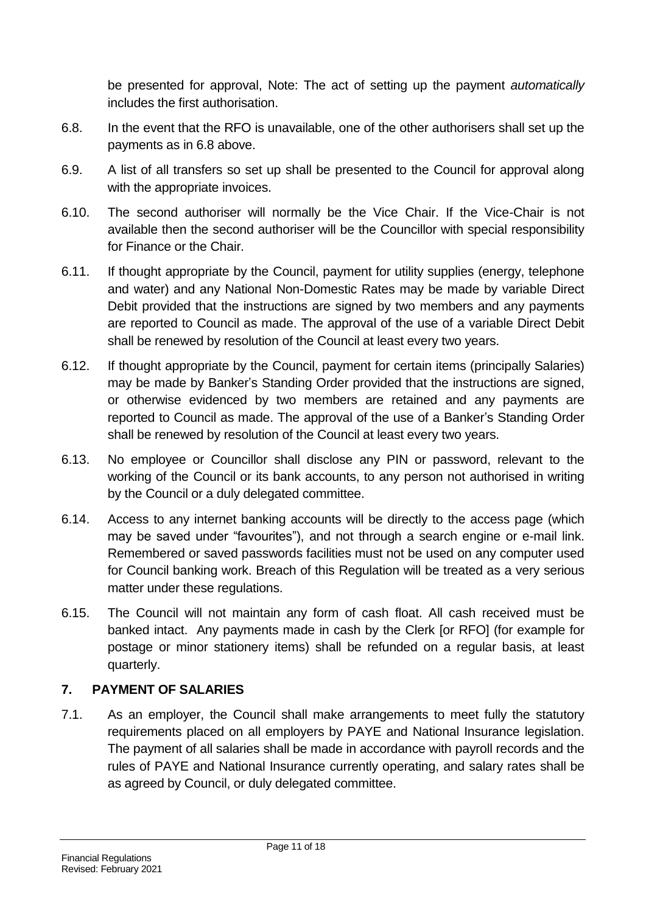be presented for approval, Note: The act of setting up the payment *automatically* includes the first authorisation.

6.8. In the event that the RFO is unavailable, one of the other authorisers shall set up the payments as in 6.8 above.

6.9. A list of all transfers so set up shall be presented to the Council for approval along with the appropriate invoices.

6.10. The second authoriser will normally be the Vice Chair. If the Vice-Chair is not available then the second authoriser will be the Councillor with special responsibility for Finance or the Chair.

6.11. If thought appropriate by the Council, payment for utility supplies (energy, telephone and water) and any National Non-Domestic Rates may be made by variable Direct Debit provided that the instructions are signed by two members and any payments are reported to Council as made. The approval of the use of a variable Direct Debit shall be renewed by resolution of the Council at least every two years.

6.12. If thought appropriate by the Council, payment for certain items (principally Salaries) may be made by Banker's Standing Order provided that the instructions are signed, or otherwise evidenced by two members are retained and any payments are reported to Council as made. The approval of the use of a Banker's Standing Order shall be renewed by resolution of the Council at least every two years.

6.13. No employee or Councillor shall disclose any PIN or password, relevant to the working of the Council or its bank accounts, to any person not authorised in writing by the Council or a duly delegated committee.

6.14. Access to any internet banking accounts will be directly to the access page (which may be saved under "favourites"), and not through a search engine or e-mail link. Remembered or saved passwords facilities must not be used on any computer used for Council banking work. Breach of this Regulation will be treated as a very serious matter under these regulations.

6.15. The Council will not maintain any form of cash float. All cash received must be banked intact. Any payments made in cash by the Clerk [or RFO] (for example for postage or minor stationery items) shall be refunded on a regular basis, at least quarterly.

## 7. PAYMENT OF SALARIES

7.1. As an employer, the Council shall make arrangements to meet fully the statutory requirements placed on all employers by PAYE and National Insurance legislation. The payment of all salaries shall be made in accordance with payroll records and the rules of PAYE and National Insurance currently operating, and salary rates shall be as agreed by Council, or duly delegated committee.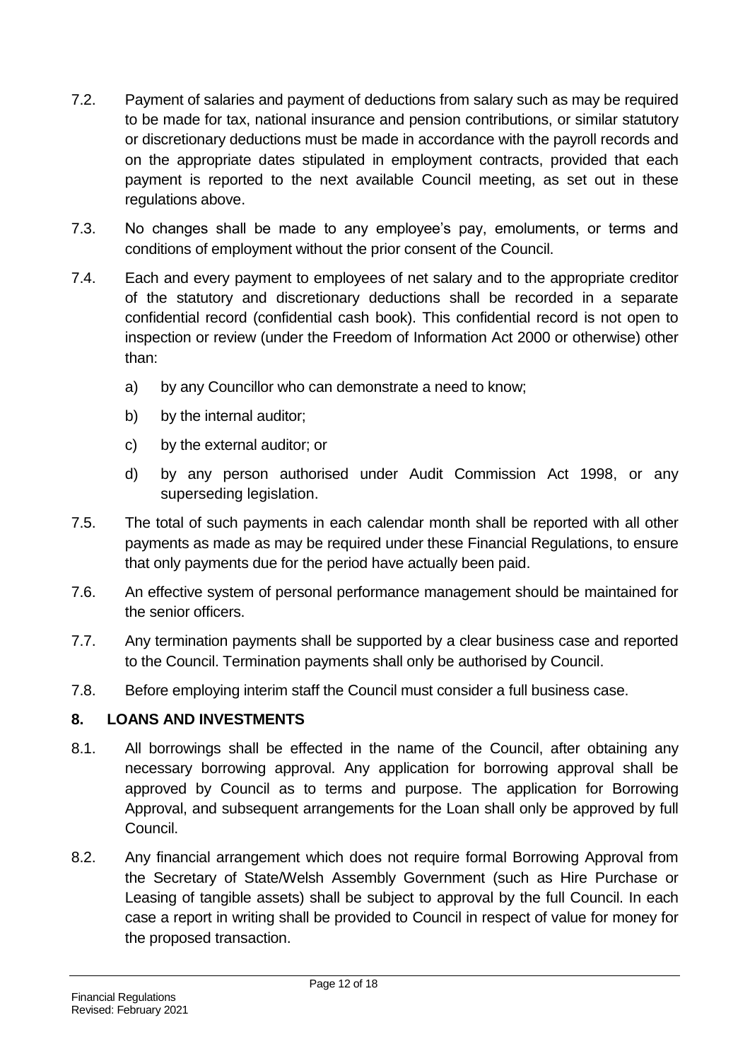7.2. Payment of salaries and payment of deductions from salary such as may be required to be made for tax, national insurance and pension contributions, or similar statutory or discretionary deductions must be made in accordance with the payroll records and on the appropriate dates stipulated in employment contracts, provided that each payment is reported to the next available Council meeting, as set out in these regulations above.

7.3. No changes shall be made to any employee's pay, emoluments, or terms and conditions of employment without the prior consent of the Council.

7.4. Each and every payment to employees of net salary and to the appropriate creditor of the statutory and discretionary deductions shall be recorded in a separate confidential record (confidential cash book). This confidential record is not open to inspection or review (under the Freedom of Information Act 2000 or otherwise) other than:

a) by any Councillor who can demonstrate a need to know;

b) by the internal auditor;

c) by the external auditor; or

d) by any person authorised under Audit Commission Act 1998, or any superseding legislation.

7.5. The total of such payments in each calendar month shall be reported with all other payments as made as may be required under these Financial Regulations, to ensure that only payments due for the period have actually been paid.

7.6. An effective system of personal performance management should be maintained for the senior officers.

7.7. Any termination payments shall be supported by a clear business case and reported to the Council. Termination payments shall only be authorised by Council.

7.8. Before employing interim staff the Council must consider a full business case.

## 8. LOANS AND INVESTMENTS

8.1. All borrowings shall be effected in the name of the Council, after obtaining any necessary borrowing approval. Any application for borrowing approval shall be approved by Council as to terms and purpose. The application for Borrowing Approval, and subsequent arrangements for the Loan shall only be approved by full Council.

8.2. Any financial arrangement which does not require formal Borrowing Approval from the Secretary of State/Welsh Assembly Government (such as Hire Purchase or Leasing of tangible assets) shall be subject to approval by the full Council. In each case a report in writing shall be provided to Council in respect of value for money for the proposed transaction.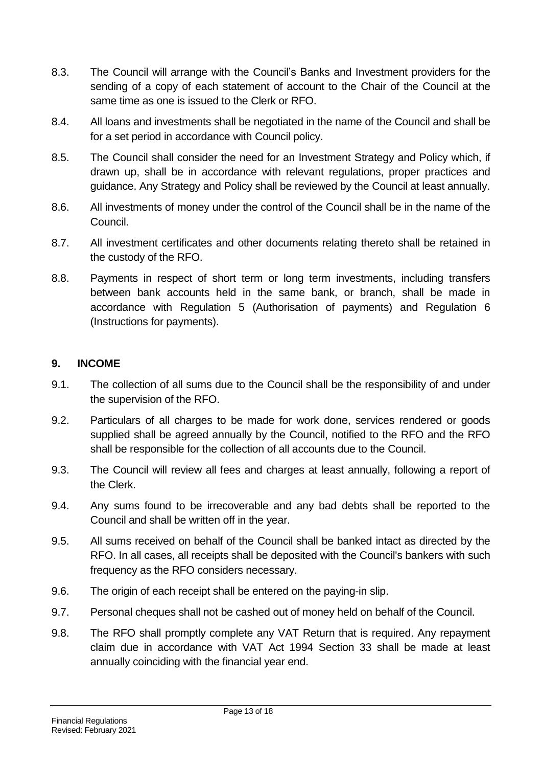8.3. The Council will arrange with the Council's Banks and Investment providers for the sending of a copy of each statement of account to the Chair of the Council at the same time as one is issued to the Clerk or RFO.

8.4. All loans and investments shall be negotiated in the name of the Council and shall be for a set period in accordance with Council policy.

8.5. The Council shall consider the need for an Investment Strategy and Policy which, if drawn up, shall be in accordance with relevant regulations, proper practices and guidance. Any Strategy and Policy shall be reviewed by the Council at least annually.

8.6. All investments of money under the control of the Council shall be in the name of the Council.

8.7. All investment certificates and other documents relating thereto shall be retained in the custody of the RFO.

8.8. Payments in respect of short term or long term investments, including transfers between bank accounts held in the same bank, or branch, shall be made in accordance with Regulation 5 (Authorisation of payments) and Regulation 6 (Instructions for payments).

## 9. INCOME

9.1. The collection of all sums due to the Council shall be the responsibility of and under the supervision of the RFO.

9.2. Particulars of all charges to be made for work done, services rendered or goods supplied shall be agreed annually by the Council, notified to the RFO and the RFO shall be responsible for the collection of all accounts due to the Council.

9.3. The Council will review all fees and charges at least annually, following a report of the Clerk.

9.4. Any sums found to be irrecoverable and any bad debts shall be reported to the Council and shall be written off in the year.

9.5. All sums received on behalf of the Council shall be banked intact as directed by the RFO. In all cases, all receipts shall be deposited with the Council's bankers with such frequency as the RFO considers necessary.

9.6. The origin of each receipt shall be entered on the paying-in slip.

9.7. Personal cheques shall not be cashed out of money held on behalf of the Council.

9.8. The RFO shall promptly complete any VAT Return that is required. Any repayment claim due in accordance with VAT Act 1994 Section 33 shall be made at least annually coinciding with the financial year end.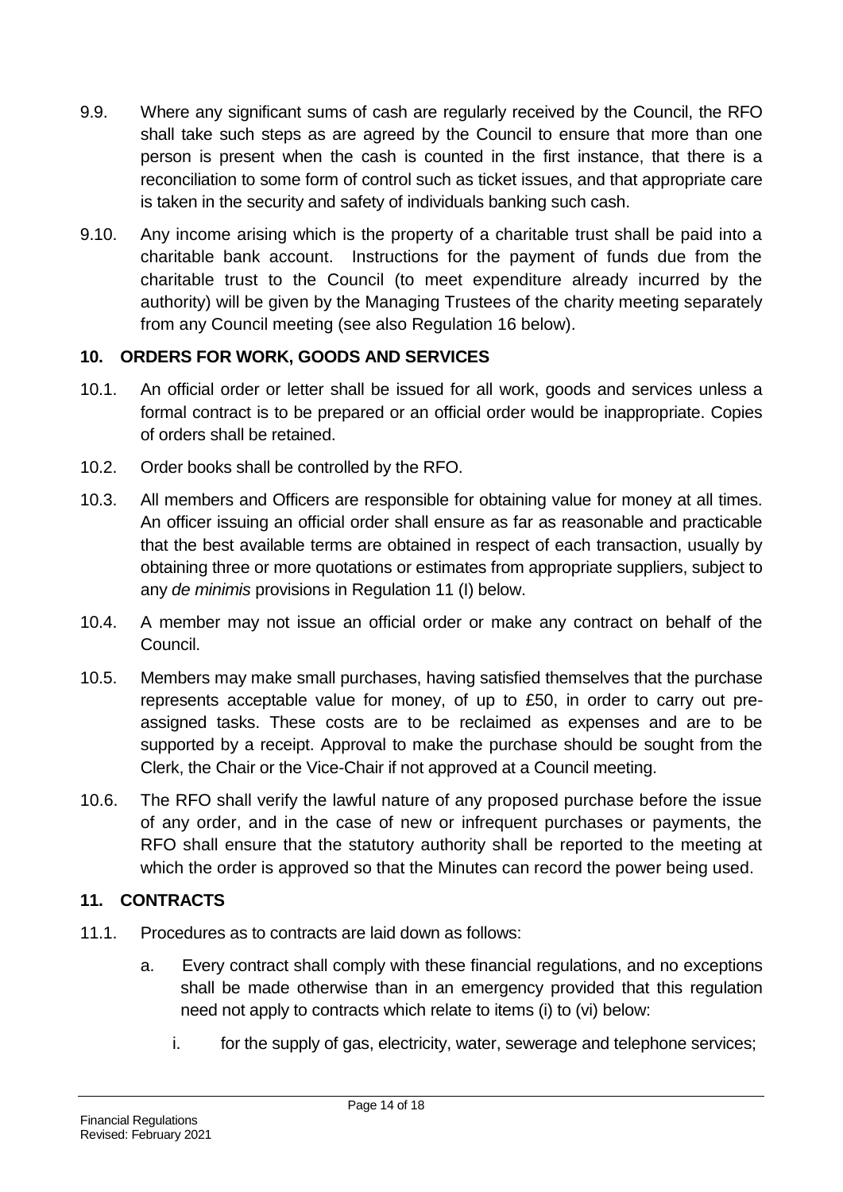9.9. Where any significant sums of cash are regularly received by the Council, the RFO shall take such steps as are agreed by the Council to ensure that more than one person is present when the cash is counted in the first instance, that there is a reconciliation to some form of control such as ticket issues, and that appropriate care is taken in the security and safety of individuals banking such cash.

9.10. Any income arising which is the property of a charitable trust shall be paid into a charitable bank account. Instructions for the payment of funds due from the charitable trust to the Council (to meet expenditure already incurred by the authority) will be given by the Managing Trustees of the charity meeting separately from any Council meeting (see also Regulation 16 below).

## 10. ORDERS FOR WORK, GOODS AND SERVICES

10.1. An official order or letter shall be issued for all work, goods and services unless a formal contract is to be prepared or an official order would be inappropriate. Copies of orders shall be retained.

10.2. Order books shall be controlled by the RFO.

10.3. All members and Officers are responsible for obtaining value for money at all times. An officer issuing an official order shall ensure as far as reasonable and practicable that the best available terms are obtained in respect of each transaction, usually by obtaining three or more quotations or estimates from appropriate suppliers, subject to any *de minimis* provisions in Regulation 11 (I) below.

10.4. A member may not issue an official order or make any contract on behalf of the Council.

10.5. Members may make small purchases, having satisfied themselves that the purchase represents acceptable value for money, of up to £50, in order to carry out pre-assigned tasks. These costs are to be reclaimed as expenses and are to be supported by a receipt. Approval to make the purchase should be sought from the Clerk, the Chair or the Vice-Chair if not approved at a Council meeting.

10.6. The RFO shall verify the lawful nature of any proposed purchase before the issue of any order, and in the case of new or infrequent purchases or payments, the RFO shall ensure that the statutory authority shall be reported to the meeting at which the order is approved so that the Minutes can record the power being used.

## 11. CONTRACTS

11.1. Procedures as to contracts are laid down as follows:

a. Every contract shall comply with these financial regulations, and no exceptions shall be made otherwise than in an emergency provided that this regulation need not apply to contracts which relate to items (i) to (vi) below:

i. for the supply of gas, electricity, water, sewerage and telephone services;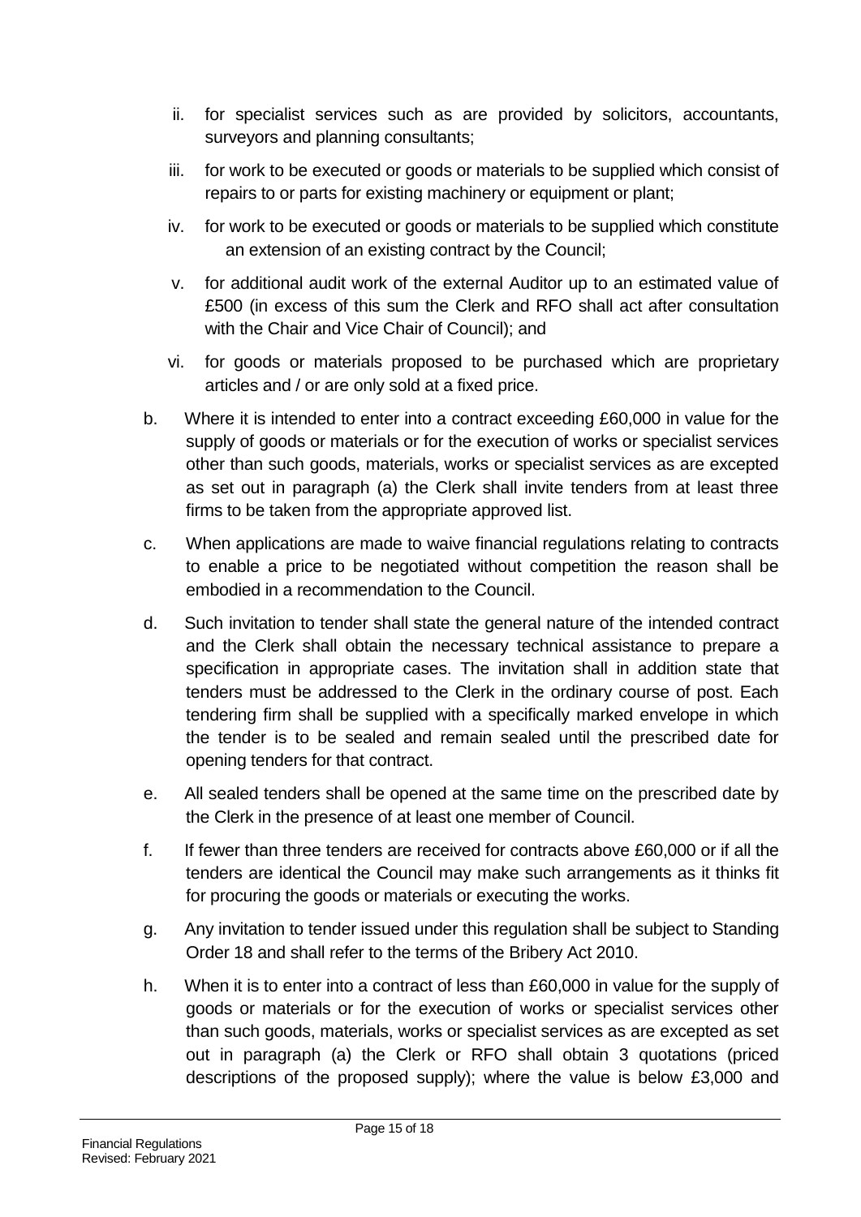ii. for specialist services such as are provided by solicitors, accountants, surveyors and planning consultants;

   iii. for work to be executed or goods or materials to be supplied which consist of repairs to or parts for existing machinery or equipment or plant;

   iv. for work to be executed or goods or materials to be supplied which constitute an extension of an existing contract by the Council;

   v. for additional audit work of the external Auditor up to an estimated value of £500 (in excess of this sum the Clerk and RFO shall act after consultation with the Chair and Vice Chair of Council); and

   vi. for goods or materials proposed to be purchased which are proprietary articles and / or are only sold at a fixed price.

b. Where it is intended to enter into a contract exceeding £60,000 in value for the supply of goods or materials or for the execution of works or specialist services other than such goods, materials, works or specialist services as are excepted as set out in paragraph (a) the Clerk shall invite tenders from at least three firms to be taken from the appropriate approved list.

c. When applications are made to waive financial regulations relating to contracts to enable a price to be negotiated without competition the reason shall be embodied in a recommendation to the Council.

d. Such invitation to tender shall state the general nature of the intended contract and the Clerk shall obtain the necessary technical assistance to prepare a specification in appropriate cases. The invitation shall in addition state that tenders must be addressed to the Clerk in the ordinary course of post. Each tendering firm shall be supplied with a specifically marked envelope in which the tender is to be sealed and remain sealed until the prescribed date for opening tenders for that contract.

e. All sealed tenders shall be opened at the same time on the prescribed date by the Clerk in the presence of at least one member of Council.

f. If fewer than three tenders are received for contracts above £60,000 or if all the tenders are identical the Council may make such arrangements as it thinks fit for procuring the goods or materials or executing the works.

g. Any invitation to tender issued under this regulation shall be subject to Standing Order 18 and shall refer to the terms of the Bribery Act 2010.

h. When it is to enter into a contract of less than £60,000 in value for the supply of goods or materials or for the execution of works or specialist services other than such goods, materials, works or specialist services as are excepted as set out in paragraph (a) the Clerk or RFO shall obtain 3 quotations (priced descriptions of the proposed supply); where the value is below £3,000 and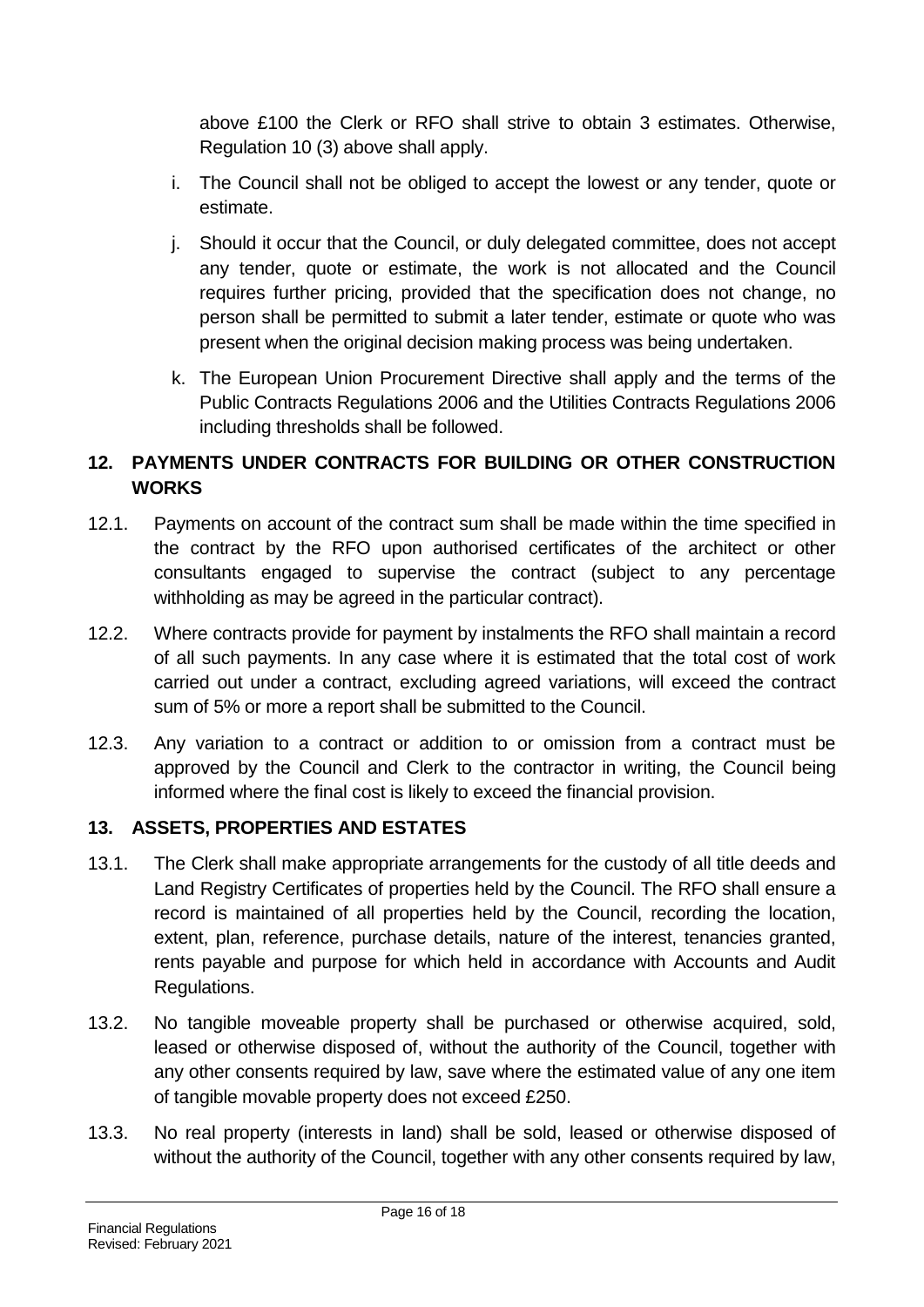above £100 the Clerk or RFO shall strive to obtain 3 estimates. Otherwise, Regulation 10 (3) above shall apply.

i. The Council shall not be obliged to accept the lowest or any tender, quote or estimate.

j. Should it occur that the Council, or duly delegated committee, does not accept any tender, quote or estimate, the work is not allocated and the Council requires further pricing, provided that the specification does not change, no person shall be permitted to submit a later tender, estimate or quote who was present when the original decision making process was being undertaken.

k. The European Union Procurement Directive shall apply and the terms of the Public Contracts Regulations 2006 and the Utilities Contracts Regulations 2006 including thresholds shall be followed.

## 12. PAYMENTS UNDER CONTRACTS FOR BUILDING OR OTHER CONSTRUCTION WORKS

12.1. Payments on account of the contract sum shall be made within the time specified in the contract by the RFO upon authorised certificates of the architect or other consultants engaged to supervise the contract (subject to any percentage withholding as may be agreed in the particular contract).

12.2. Where contracts provide for payment by instalments the RFO shall maintain a record of all such payments. In any case where it is estimated that the total cost of work carried out under a contract, excluding agreed variations, will exceed the contract sum of 5% or more a report shall be submitted to the Council.

12.3. Any variation to a contract or addition to or omission from a contract must be approved by the Council and Clerk to the contractor in writing, the Council being informed where the final cost is likely to exceed the financial provision.

## 13. ASSETS, PROPERTIES AND ESTATES

13.1. The Clerk shall make appropriate arrangements for the custody of all title deeds and Land Registry Certificates of properties held by the Council. The RFO shall ensure a record is maintained of all properties held by the Council, recording the location, extent, plan, reference, purchase details, nature of the interest, tenancies granted, rents payable and purpose for which held in accordance with Accounts and Audit Regulations.

13.2. No tangible moveable property shall be purchased or otherwise acquired, sold, leased or otherwise disposed of, without the authority of the Council, together with any other consents required by law, save where the estimated value of any one item of tangible movable property does not exceed £250.

13.3. No real property (interests in land) shall be sold, leased or otherwise disposed of without the authority of the Council, together with any other consents required by law,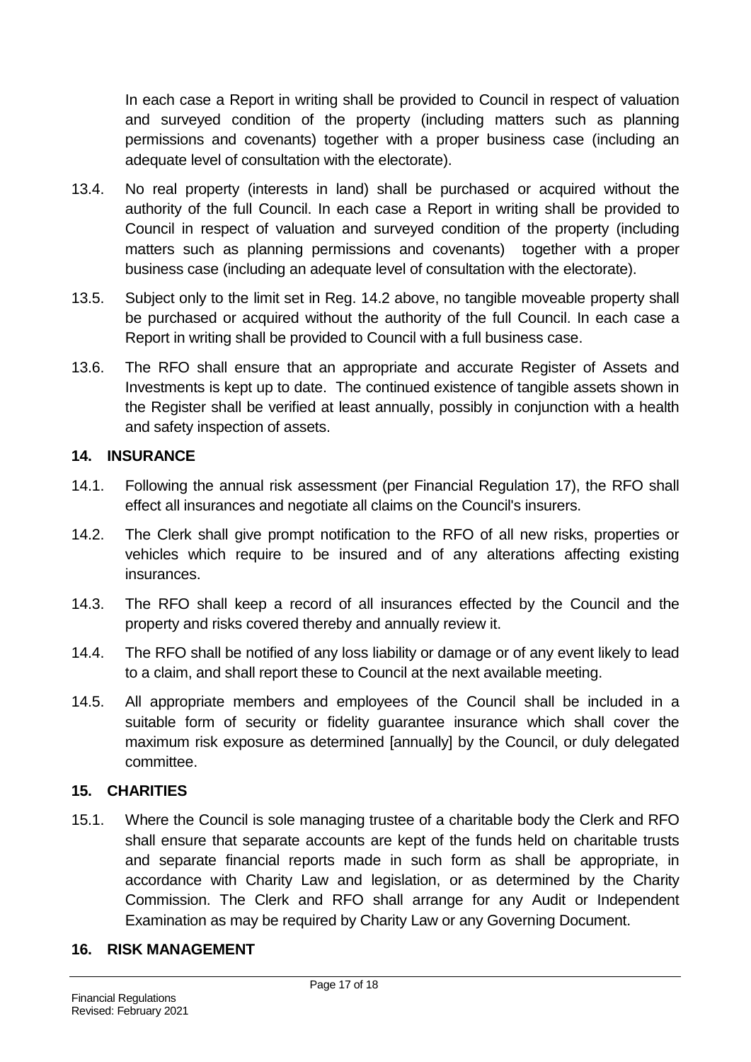In each case a Report in writing shall be provided to Council in respect of valuation and surveyed condition of the property (including matters such as planning permissions and covenants) together with a proper business case (including an adequate level of consultation with the electorate).

13.4. No real property (interests in land) shall be purchased or acquired without the authority of the full Council. In each case a Report in writing shall be provided to Council in respect of valuation and surveyed condition of the property (including matters such as planning permissions and covenants) together with a proper business case (including an adequate level of consultation with the electorate).

13.5. Subject only to the limit set in Reg. 14.2 above, no tangible moveable property shall be purchased or acquired without the authority of the full Council. In each case a Report in writing shall be provided to Council with a full business case.

13.6. The RFO shall ensure that an appropriate and accurate Register of Assets and Investments is kept up to date. The continued existence of tangible assets shown in the Register shall be verified at least annually, possibly in conjunction with a health and safety inspection of assets.

## 14. INSURANCE

14.1. Following the annual risk assessment (per Financial Regulation 17), the RFO shall effect all insurances and negotiate all claims on the Council's insurers.

14.2. The Clerk shall give prompt notification to the RFO of all new risks, properties or vehicles which require to be insured and of any alterations affecting existing insurances.

14.3. The RFO shall keep a record of all insurances effected by the Council and the property and risks covered thereby and annually review it.

14.4. The RFO shall be notified of any loss liability or damage or of any event likely to lead to a claim, and shall report these to Council at the next available meeting.

14.5. All appropriate members and employees of the Council shall be included in a suitable form of security or fidelity guarantee insurance which shall cover the maximum risk exposure as determined [annually] by the Council, or duly delegated committee.

## 15. CHARITIES

15.1. Where the Council is sole managing trustee of a charitable body the Clerk and RFO shall ensure that separate accounts are kept of the funds held on charitable trusts and separate financial reports made in such form as shall be appropriate, in accordance with Charity Law and legislation, or as determined by the Charity Commission. The Clerk and RFO shall arrange for any Audit or Independent Examination as may be required by Charity Law or any Governing Document.

## 16. RISK MANAGEMENT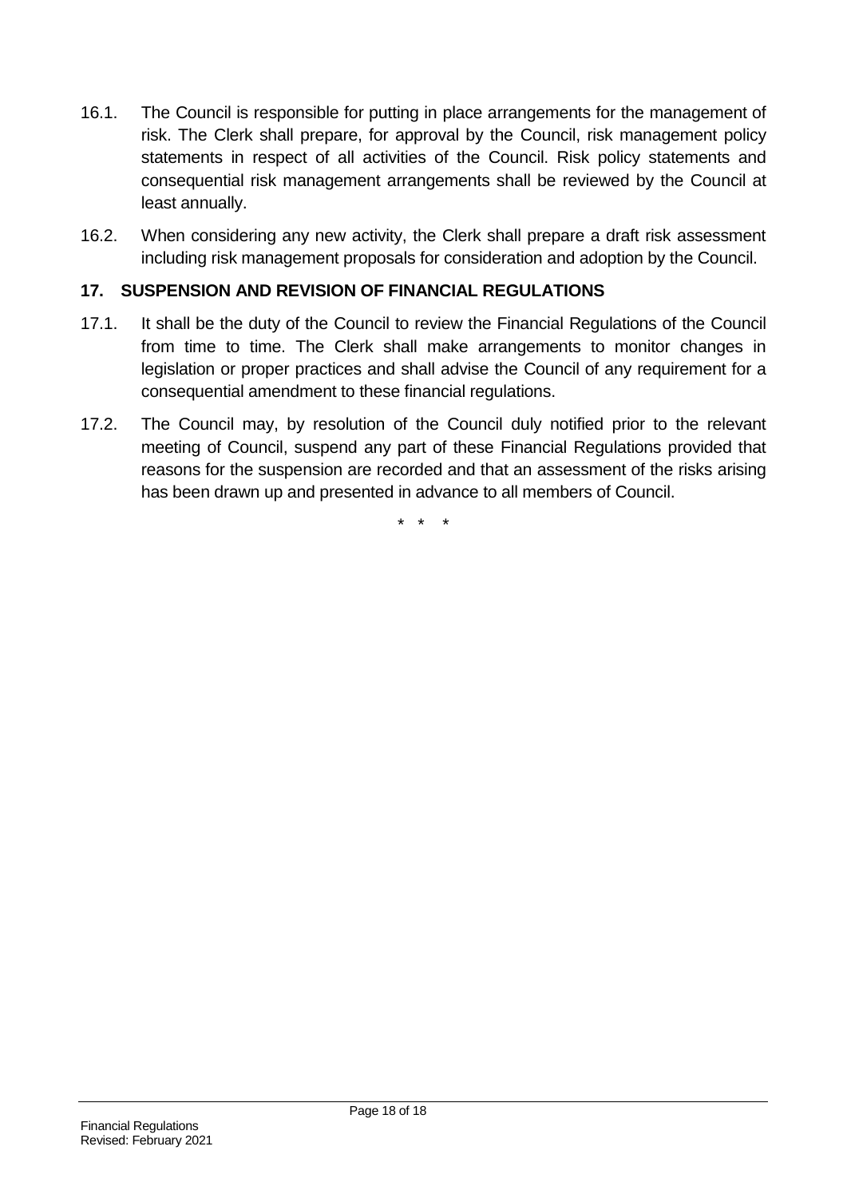16.1. The Council is responsible for putting in place arrangements for the management of risk. The Clerk shall prepare, for approval by the Council, risk management policy statements in respect of all activities of the Council. Risk policy statements and consequential risk management arrangements shall be reviewed by the Council at least annually.

16.2. When considering any new activity, the Clerk shall prepare a draft risk assessment including risk management proposals for consideration and adoption by the Council.

## 17. SUSPENSION AND REVISION OF FINANCIAL REGULATIONS

17.1. It shall be the duty of the Council to review the Financial Regulations of the Council from time to time. The Clerk shall make arrangements to monitor changes in legislation or proper practices and shall advise the Council of any requirement for a consequential amendment to these financial regulations.

17.2. The Council may, by resolution of the Council duly notified prior to the relevant meeting of Council, suspend any part of these Financial Regulations provided that reasons for the suspension are recorded and that an assessment of the risks arising has been drawn up and presented in advance to all members of Council.

\* \* \*